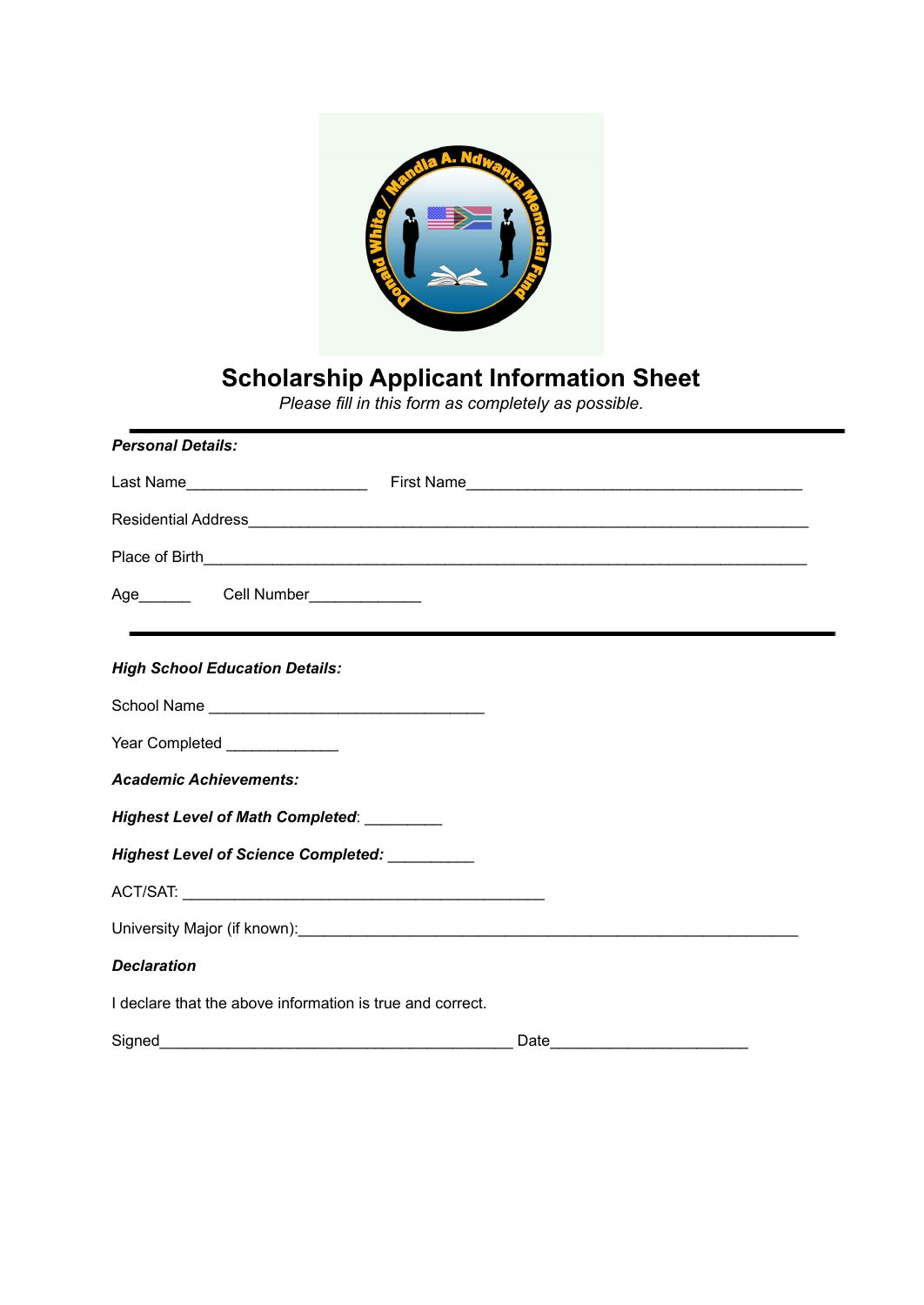# Scholarship Applicant Information Sheet

*Please fill in this form as completely as possible.*

---

***Personal Details:***

Last Name_____________________ First Name_______________________________________

Residential Address_________________________________________________________________

Place of Birth______________________________________________________________________

Age______ Cell Number_____________

---

***High School Education Details:***

School Name ________________________________

Year Completed _____________

***Academic Achievements:***

***Highest Level of Math Completed***: _________

***Highest Level of Science Completed:*** __________

ACT/SAT: ___________________________________________

University Major (if known):____________________________________________________________

***Declaration***

I declare that the above information is true and correct.

Signed__________________________________________ Date_______________________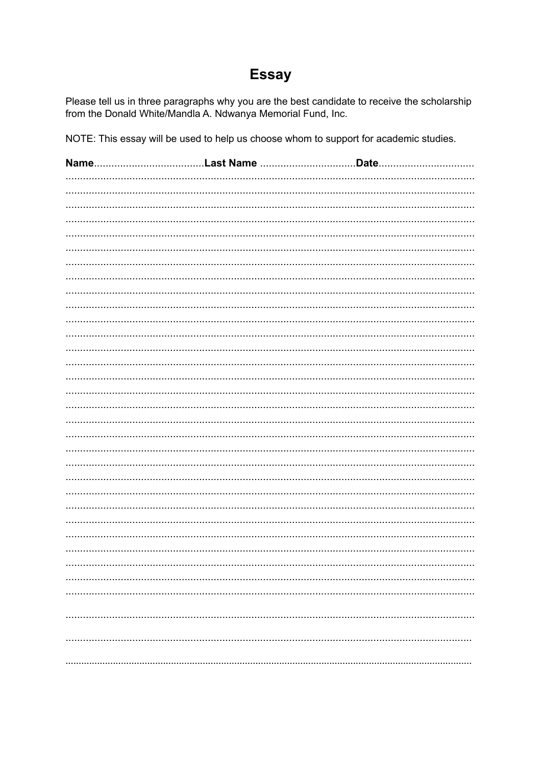# Essay

Please tell us in three paragraphs why you are the best candidate to receive the scholarship from the Donald White/Mandla A. Ndwanya Memorial Fund, Inc.

NOTE: This essay will be used to help us choose whom to support for academic studies.

**Name**..................................**Last Name** ..............................**Date**...............................

.............................................................................................................................................

.............................................................................................................................................

.............................................................................................................................................

.............................................................................................................................................

.............................................................................................................................................

.............................................................................................................................................

.............................................................................................................................................

.............................................................................................................................................

.............................................................................................................................................

.............................................................................................................................................

.............................................................................................................................................

.............................................................................................................................................

.............................................................................................................................................

.............................................................................................................................................

.............................................................................................................................................

.............................................................................................................................................

.............................................................................................................................................

.............................................................................................................................................

.............................................................................................................................................

.............................................................................................................................................

.............................................................................................................................................

.............................................................................................................................................

.............................................................................................................................................

.............................................................................................................................................

.............................................................................................................................................

.............................................................................................................................................

.............................................................................................................................................

.............................................................................................................................................

.............................................................................................................................................

.............................................................................................................................................

.............................................................................................................................................

.............................................................................................................................................

.............................................................................................................................................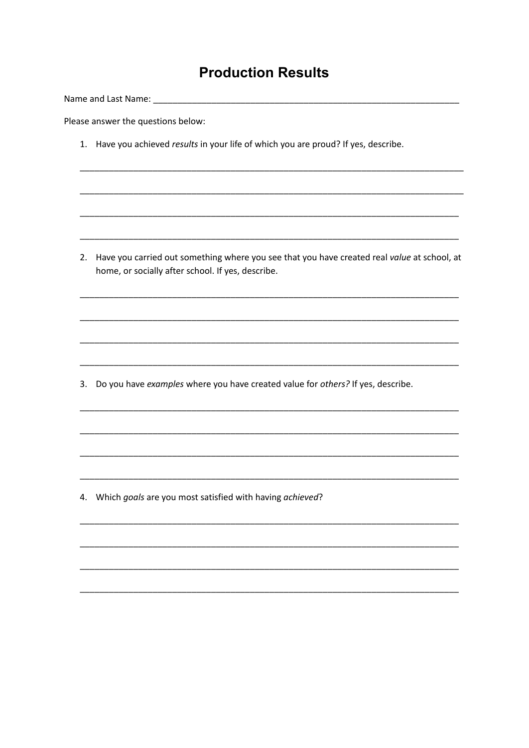# Production Results

Name and Last Name: ___________________________________________________________

Please answer the questions below:

1. Have you achieved *results* in your life of which you are proud? If yes, describe.

   ___________________________________________________________________________

   ___________________________________________________________________________

   ___________________________________________________________________________

   ___________________________________________________________________________

2. Have you carried out something where you see that you have created real *value* at school, at home, or socially after school. If yes, describe.

   ___________________________________________________________________________

   ___________________________________________________________________________

   ___________________________________________________________________________

   ___________________________________________________________________________

3. Do you have *examples* where you have created value for *others?* If yes, describe.

   ___________________________________________________________________________

   ___________________________________________________________________________

   ___________________________________________________________________________

   ___________________________________________________________________________

4. Which *goals* are you most satisfied with having *achieved*?

   ___________________________________________________________________________

   ___________________________________________________________________________

   ___________________________________________________________________________

   ___________________________________________________________________________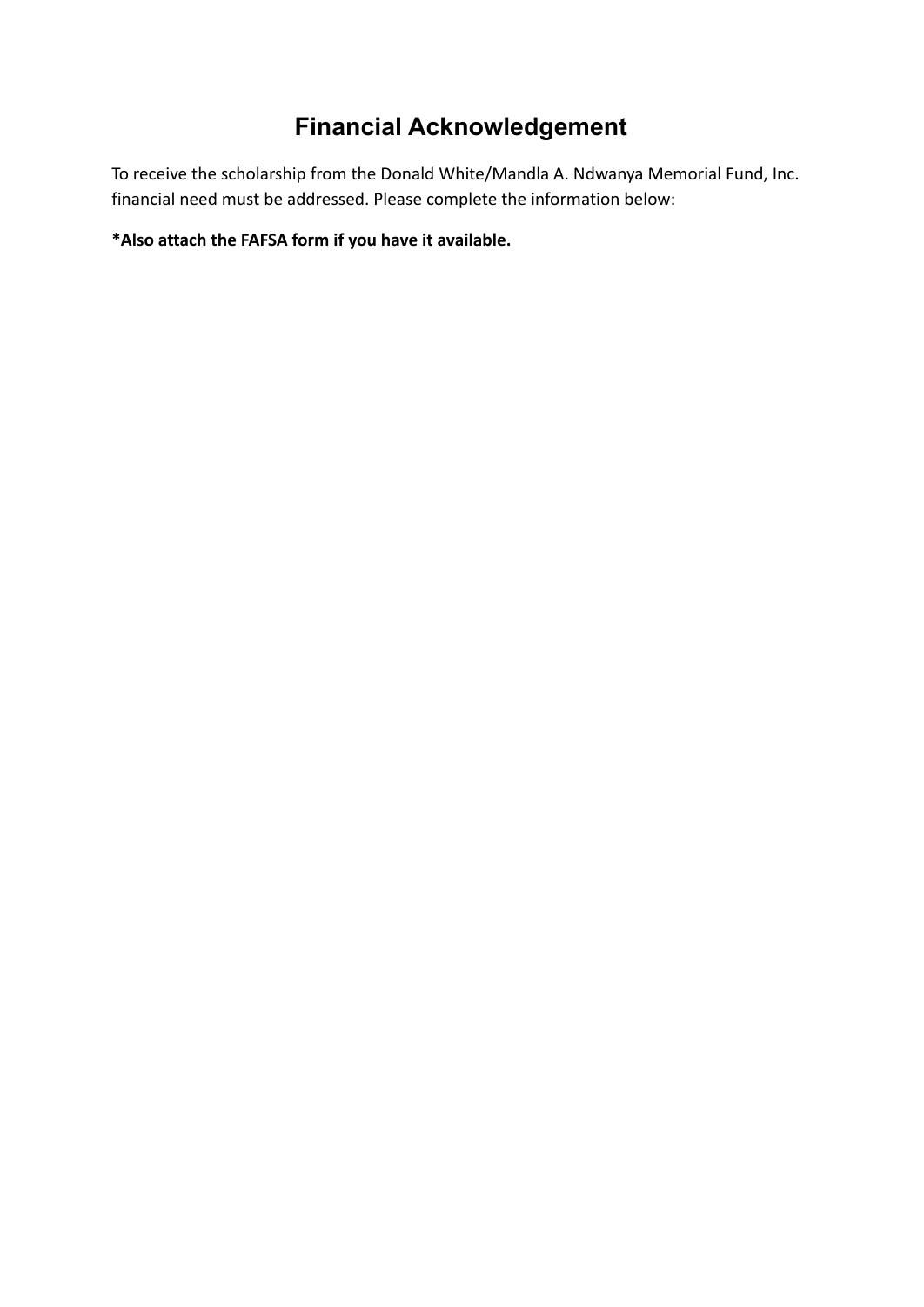# Financial Acknowledgement

To receive the scholarship from the Donald White/Mandla A. Ndwanya Memorial Fund, Inc. financial need must be addressed. Please complete the information below:

**\*Also attach the FAFSA form if you have it available.**